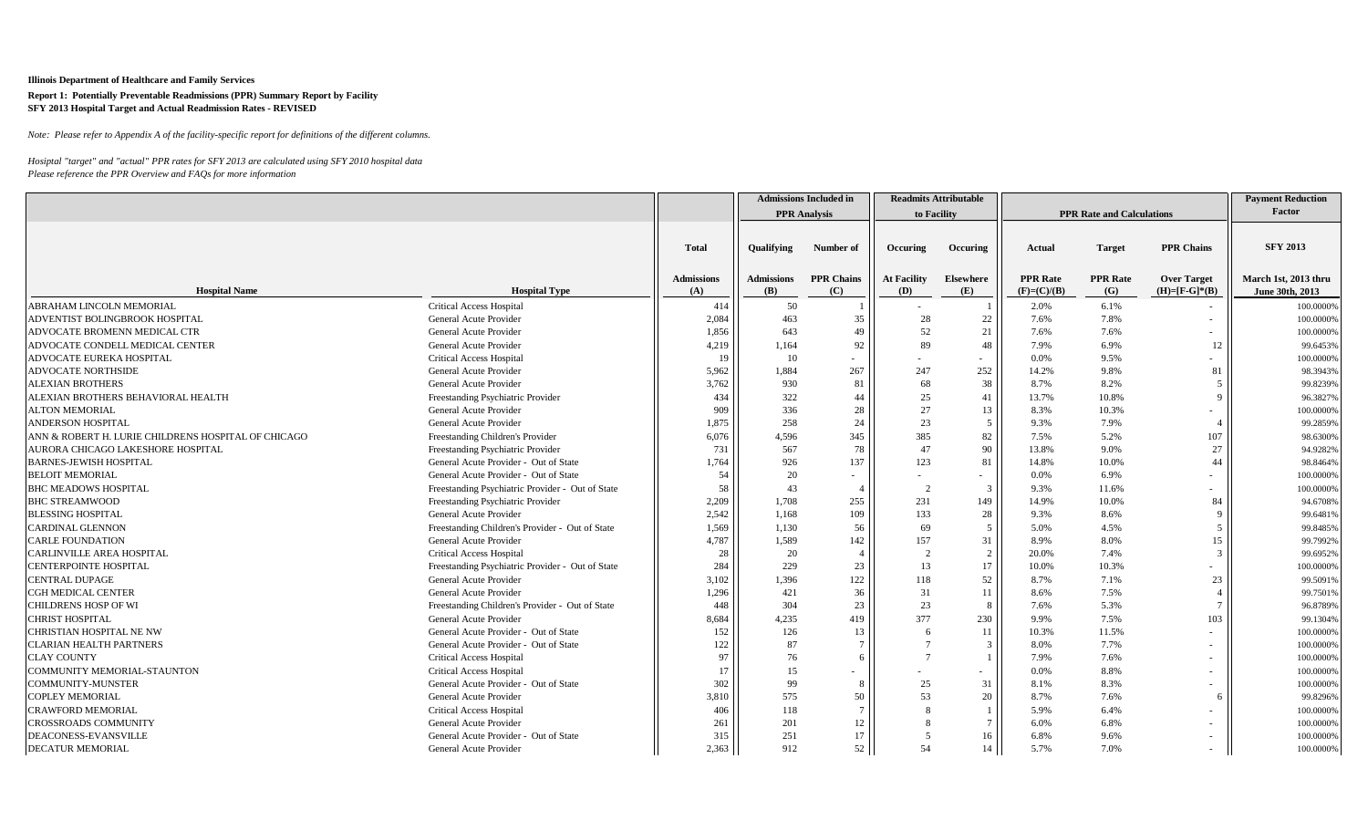**Illinois Department of Healthcare and Family Services**

**Report 1: Potentially Preventable Readmissions (PPR) Summary Report by Facility**
**SFY 2013 Hospital Target and Actual Readmission Rates - REVISED**

*Note: Please refer to Appendix A of the facility-specific report for definitions of the different columns.*

*Hosiptal "target" and "actual" PPR rates for SFY 2013 are calculated using SFY 2010 hospital data*
*Please reference the PPR Overview and FAQs for more information*

| | | | Admissions Included in PPR Analysis | | Readmits Attributable to Facility | | PPR Rate and Calculations | | | Payment Reduction Factor |
|---|---|---|---|---|---|---|---|---|---|---|
| | | Total | Qualifying | Number of | Occuring | Occuring | Actual | Target | PPR Chains | SFY 2013 |
| Hospital Name | Hospital Type | Admissions (A) | Admissions (B) | PPR Chains (C) | At Facility (D) | Elsewhere (E) | PPR Rate (F)=(C)/(B) | PPR Rate (G) | Over Target (H)=[F-G]*(B) | March 1st, 2013 thru June 30th, 2013 |
| ABRAHAM LINCOLN MEMORIAL | Critical Access Hospital | 414 | 50 | 1 | - | 1 | 2.0% | 6.1% | - | 100.0000% |
| ADVENTIST BOLINGBROOK HOSPITAL | General Acute Provider | 2,084 | 463 | 35 | 28 | 22 | 7.6% | 7.8% | - | 100.0000% |
| ADVOCATE BROMENN MEDICAL CTR | General Acute Provider | 1,856 | 643 | 49 | 52 | 21 | 7.6% | 7.6% | - | 100.0000% |
| ADVOCATE CONDELL MEDICAL CENTER | General Acute Provider | 4,219 | 1,164 | 92 | 89 | 48 | 7.9% | 6.9% | 12 | 99.6453% |
| ADVOCATE EUREKA HOSPITAL | Critical Access Hospital | 19 | 10 | - | - | - | 0.0% | 9.5% | - | 100.0000% |
| ADVOCATE NORTHSIDE | General Acute Provider | 5,962 | 1,884 | 267 | 247 | 252 | 14.2% | 9.8% | 81 | 98.3943% |
| ALEXIAN BROTHERS | General Acute Provider | 3,762 | 930 | 81 | 68 | 38 | 8.7% | 8.2% | 5 | 99.8239% |
| ALEXIAN BROTHERS BEHAVIORAL HEALTH | Freestanding Psychiatric Provider | 434 | 322 | 44 | 25 | 41 | 13.7% | 10.8% | 9 | 96.3827% |
| ALTON MEMORIAL | General Acute Provider | 909 | 336 | 28 | 27 | 13 | 8.3% | 10.3% | - | 100.0000% |
| ANDERSON HOSPITAL | General Acute Provider | 1,875 | 258 | 24 | 23 | 5 | 9.3% | 7.9% | 4 | 99.2859% |
| ANN & ROBERT H. LURIE CHILDRENS HOSPITAL OF CHICAGO | Freestanding Children's Provider | 6,076 | 4,596 | 345 | 385 | 82 | 7.5% | 5.2% | 107 | 98.6300% |
| AURORA CHICAGO LAKESHORE HOSPITAL | Freestanding Psychiatric Provider | 731 | 567 | 78 | 47 | 90 | 13.8% | 9.0% | 27 | 94.9282% |
| BARNES-JEWISH HOSPITAL | General Acute Provider - Out of State | 1,764 | 926 | 137 | 123 | 81 | 14.8% | 10.0% | 44 | 98.8464% |
| BELOIT MEMORIAL | General Acute Provider - Out of State | 54 | 20 | - | - | - | 0.0% | 6.9% | - | 100.0000% |
| BHC MEADOWS HOSPITAL | Freestanding Psychiatric Provider - Out of State | 58 | 43 | 4 | 2 | 3 | 9.3% | 11.6% | - | 100.0000% |
| BHC STREAMWOOD | Freestanding Psychiatric Provider | 2,209 | 1,708 | 255 | 231 | 149 | 14.9% | 10.0% | 84 | 94.6708% |
| BLESSING HOSPITAL | General Acute Provider | 2,542 | 1,168 | 109 | 133 | 28 | 9.3% | 8.6% | 9 | 99.6481% |
| CARDINAL GLENNON | Freestanding Children's Provider - Out of State | 1,569 | 1,130 | 56 | 69 | 5 | 5.0% | 4.5% | 5 | 99.8485% |
| CARLE FOUNDATION | General Acute Provider | 4,787 | 1,589 | 142 | 157 | 31 | 8.9% | 8.0% | 15 | 99.7992% |
| CARLINVILLE AREA HOSPITAL | Critical Access Hospital | 28 | 20 | 4 | 2 | 2 | 20.0% | 7.4% | 3 | 99.6952% |
| CENTERPOINTE HOSPITAL | Freestanding Psychiatric Provider - Out of State | 284 | 229 | 23 | 13 | 17 | 10.0% | 10.3% | - | 100.0000% |
| CENTRAL DUPAGE | General Acute Provider | 3,102 | 1,396 | 122 | 118 | 52 | 8.7% | 7.1% | 23 | 99.5091% |
| CGH MEDICAL CENTER | General Acute Provider | 1,296 | 421 | 36 | 31 | 11 | 8.6% | 7.5% | 4 | 99.7501% |
| CHILDRENS HOSP OF WI | Freestanding Children's Provider - Out of State | 448 | 304 | 23 | 23 | 8 | 7.6% | 5.3% | 7 | 96.8789% |
| CHRIST HOSPITAL | General Acute Provider | 8,684 | 4,235 | 419 | 377 | 230 | 9.9% | 7.5% | 103 | 99.1304% |
| CHRISTIAN HOSPITAL NE NW | General Acute Provider - Out of State | 152 | 126 | 13 | 6 | 11 | 10.3% | 11.5% | - | 100.0000% |
| CLARIAN HEALTH PARTNERS | General Acute Provider - Out of State | 122 | 87 | 7 | 7 | 3 | 8.0% | 7.7% | - | 100.0000% |
| CLAY COUNTY | Critical Access Hospital | 97 | 76 | 6 | 7 | 1 | 7.9% | 7.6% | - | 100.0000% |
| COMMUNITY MEMORIAL-STAUNTON | Critical Access Hospital | 17 | 15 | - | - | - | 0.0% | 8.8% | - | 100.0000% |
| COMMUNITY-MUNSTER | General Acute Provider - Out of State | 302 | 99 | 8 | 25 | 31 | 8.1% | 8.3% | - | 100.0000% |
| COPLEY MEMORIAL | General Acute Provider | 3,810 | 575 | 50 | 53 | 20 | 8.7% | 7.6% | 6 | 99.8296% |
| CRAWFORD MEMORIAL | Critical Access Hospital | 406 | 118 | 7 | 8 | 1 | 5.9% | 6.4% | - | 100.0000% |
| CROSSROADS COMMUNITY | General Acute Provider | 261 | 201 | 12 | 8 | 7 | 6.0% | 6.8% | - | 100.0000% |
| DEACONESS-EVANSVILLE | General Acute Provider - Out of State | 315 | 251 | 17 | 5 | 16 | 6.8% | 9.6% | - | 100.0000% |
| DECATUR MEMORIAL | General Acute Provider | 2,363 | 912 | 52 | 54 | 14 | 5.7% | 7.0% | - | 100.0000% |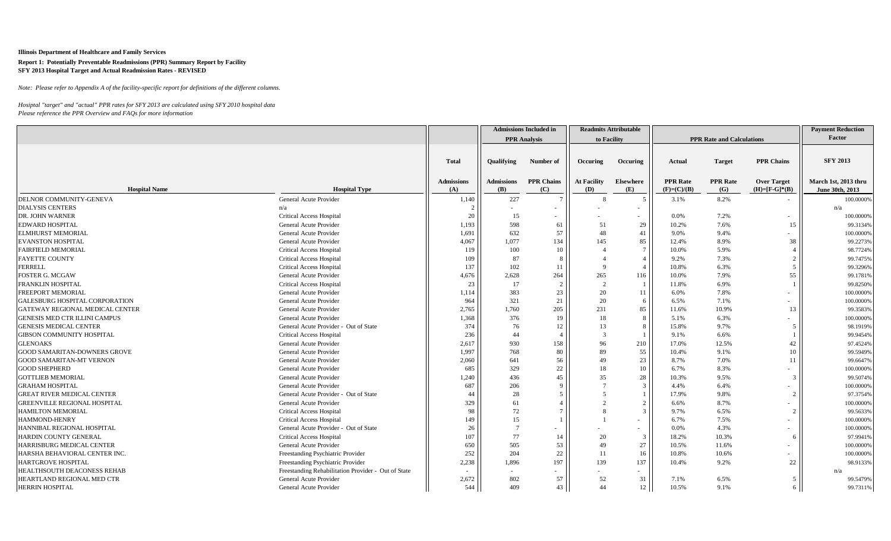**Illinois Department of Healthcare and Family Services**

**Report 1: Potentially Preventable Readmissions (PPR) Summary Report by Facility**
**SFY 2013 Hospital Target and Actual Readmission Rates - REVISED**

*Note: Please refer to Appendix A of the facility-specific report for definitions of the different columns.*

*Hosiptal "target" and "actual" PPR rates for SFY 2013 are calculated using SFY 2010 hospital data*
*Please reference the PPR Overview and FAQs for more information*

| | | | Admissions Included in PPR Analysis | | Readmits Attributable to Facility | | PPR Rate and Calculations | | | Payment Reduction Factor |
|---|---|---|---|---|---|---|---|---|---|---|
| | | Total | Qualifying | Number of | Occuring | Occuring | Actual | Target | PPR Chains | SFY 2013 |
| **Hospital Name** | **Hospital Type** | **Admissions (A)** | **Admissions (B)** | **PPR Chains (C)** | **At Facility (D)** | **Elsewhere (E)** | **PPR Rate (F)=(C)/(B)** | **PPR Rate (G)** | **Over Target (H)=[F-G]\*(B)** | **March 1st, 2013 thru June 30th, 2013** |
| DELNOR COMMUNITY-GENEVA | General Acute Provider | 1,140 | 227 | 7 | 8 | 5 | 3.1% | 8.2% | - | 100.0000% |
| DIALYSIS CENTERS | n/a | 2 | - | - | - | - | | | | n/a |
| DR. JOHN WARNER | Critical Access Hospital | 20 | 15 | - | - | - | 0.0% | 7.2% | - | 100.0000% |
| EDWARD HOSPITAL | General Acute Provider | 1,193 | 598 | 61 | 51 | 29 | 10.2% | 7.6% | 15 | 99.3134% |
| ELMHURST MEMORIAL | General Acute Provider | 1,691 | 632 | 57 | 48 | 41 | 9.0% | 9.4% | - | 100.0000% |
| EVANSTON HOSPITAL | General Acute Provider | 4,067 | 1,077 | 134 | 145 | 85 | 12.4% | 8.9% | 38 | 99.2273% |
| FAIRFIELD MEMORIAL | Critical Access Hospital | 119 | 100 | 10 | 4 | 7 | 10.0% | 5.9% | 4 | 98.7724% |
| FAYETTE COUNTY | Critical Access Hospital | 109 | 87 | 8 | 4 | 4 | 9.2% | 7.3% | 2 | 99.7475% |
| FERRELL | Critical Access Hospital | 137 | 102 | 11 | 9 | 4 | 10.8% | 6.3% | 5 | 99.3296% |
| FOSTER G. MCGAW | General Acute Provider | 4,676 | 2,628 | 264 | 265 | 116 | 10.0% | 7.9% | 55 | 99.1781% |
| FRANKLIN HOSPITAL | Critical Access Hospital | 23 | 17 | 2 | 2 | 1 | 11.8% | 6.9% | 1 | 99.8250% |
| FREEPORT MEMORIAL | General Acute Provider | 1,114 | 383 | 23 | 20 | 11 | 6.0% | 7.8% | - | 100.0000% |
| GALESBURG HOSPITAL CORPORATION | General Acute Provider | 964 | 321 | 21 | 20 | 6 | 6.5% | 7.1% | - | 100.0000% |
| GATEWAY REGIONAL MEDICAL CENTER | General Acute Provider | 2,765 | 1,760 | 205 | 231 | 85 | 11.6% | 10.9% | 13 | 99.3583% |
| GENESIS MED CTR ILLINI CAMPUS | General Acute Provider | 1,368 | 376 | 19 | 18 | 8 | 5.1% | 6.3% | - | 100.0000% |
| GENESIS MEDICAL CENTER | General Acute Provider - Out of State | 374 | 76 | 12 | 13 | 8 | 15.8% | 9.7% | 5 | 98.1919% |
| GIBSON COMMUNITY HOSPITAL | Critical Access Hospital | 236 | 44 | 4 | 3 | 1 | 9.1% | 6.6% | 1 | 99.9454% |
| GLENOAKS | General Acute Provider | 2,617 | 930 | 158 | 96 | 210 | 17.0% | 12.5% | 42 | 97.4524% |
| GOOD SAMARITAN-DOWNERS GROVE | General Acute Provider | 1,997 | 768 | 80 | 89 | 55 | 10.4% | 9.1% | 10 | 99.5949% |
| GOOD SAMARITAN-MT VERNON | General Acute Provider | 2,060 | 641 | 56 | 49 | 23 | 8.7% | 7.0% | 11 | 99.6647% |
| GOOD SHEPHERD | General Acute Provider | 685 | 329 | 22 | 18 | 10 | 6.7% | 8.3% | - | 100.0000% |
| GOTTLIEB MEMORIAL | General Acute Provider | 1,240 | 436 | 45 | 35 | 28 | 10.3% | 9.5% | 3 | 99.5074% |
| GRAHAM HOSPITAL | General Acute Provider | 687 | 206 | 9 | 7 | 3 | 4.4% | 6.4% | - | 100.0000% |
| GREAT RIVER MEDICAL CENTER | General Acute Provider - Out of State | 44 | 28 | 5 | 5 | 1 | 17.9% | 9.8% | 2 | 97.3754% |
| GREENVILLE REGIONAL HOSPITAL | General Acute Provider | 329 | 61 | 4 | 2 | 2 | 6.6% | 8.7% | - | 100.0000% |
| HAMILTON MEMORIAL | Critical Access Hospital | 98 | 72 | 7 | 8 | 3 | 9.7% | 6.5% | 2 | 99.5633% |
| HAMMOND-HENRY | Critical Access Hospital | 149 | 15 | 1 | 1 | - | 6.7% | 7.5% | - | 100.0000% |
| HANNIBAL REGIONAL HOSPITAL | General Acute Provider - Out of State | 26 | 7 | - | - | - | 0.0% | 4.3% | - | 100.0000% |
| HARDIN COUNTY GENERAL | Critical Access Hospital | 107 | 77 | 14 | 20 | 3 | 18.2% | 10.3% | 6 | 97.9941% |
| HARRISBURG MEDICAL CENTER | General Acute Provider | 650 | 505 | 53 | 49 | 27 | 10.5% | 11.6% | - | 100.0000% |
| HARSHA BEHAVIORAL CENTER INC. | Freestanding Psychiatric Provider | 252 | 204 | 22 | 11 | 16 | 10.8% | 10.6% | - | 100.0000% |
| HARTGROVE HOSPITAL | Freestanding Psychiatric Provider | 2,238 | 1,896 | 197 | 139 | 137 | 10.4% | 9.2% | 22 | 98.9133% |
| HEALTHSOUTH DEACONESS REHAB | Freestanding Rehabilitation Provider - Out of State | - | - | - | - | - | | | | n/a |
| HEARTLAND REGIONAL MED CTR | General Acute Provider | 2,672 | 802 | 57 | 52 | 31 | 7.1% | 6.5% | 5 | 99.5479% |
| HERRIN HOSPITAL | General Acute Provider | 544 | 409 | 43 | 44 | 12 | 10.5% | 9.1% | 6 | 99.7311% |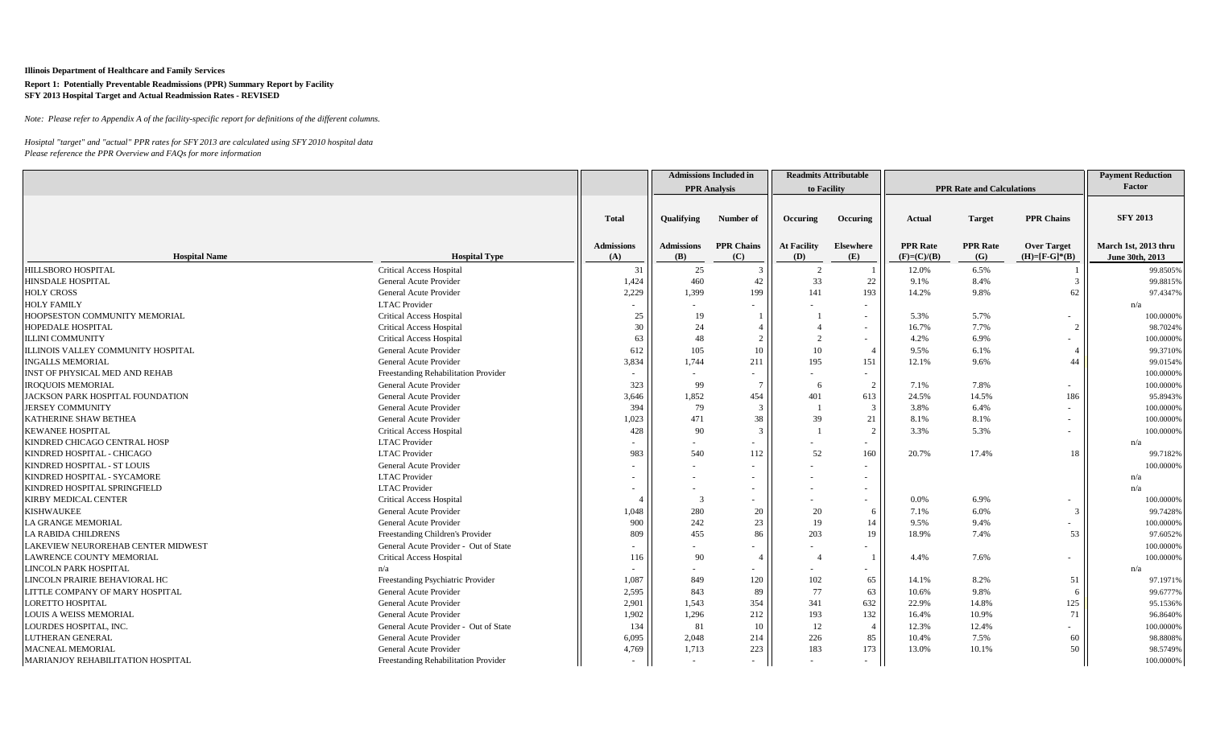**Illinois Department of Healthcare and Family Services**

**Report 1: Potentially Preventable Readmissions (PPR) Summary Report by Facility**
**SFY 2013 Hospital Target and Actual Readmission Rates - REVISED**

*Note: Please refer to Appendix A of the facility-specific report for definitions of the different columns.*

*Hosiptal "target" and "actual" PPR rates for SFY 2013 are calculated using SFY 2010 hospital data*
*Please reference the PPR Overview and FAQs for more information*

| | | | Admissions Included in PPR Analysis | | Readmits Attributable to Facility | | PPR Rate and Calculations | | | Payment Reduction Factor |
|---|---|---|---|---|---|---|---|---|---|---|
| | | Total | Qualifying | Number of | Occuring | Occuring | Actual | Target | PPR Chains | SFY 2013 |
| **Hospital Name** | **Hospital Type** | **Admissions (A)** | **Admissions (B)** | **PPR Chains (C)** | **At Facility (D)** | **Elsewhere (E)** | **PPR Rate (F)=(C)/(B)** | **PPR Rate (G)** | **Over Target (H)=[F-G]*(B)** | **March 1st, 2013 thru June 30th, 2013** |
| HILLSBORO HOSPITAL | Critical Access Hospital | 31 | 25 | 3 | 2 | 1 | 12.0% | 6.5% | 1 | 99.8505% |
| HINSDALE HOSPITAL | General Acute Provider | 1,424 | 460 | 42 | 33 | 22 | 9.1% | 8.4% | 3 | 99.8815% |
| HOLY CROSS | General Acute Provider | 2,229 | 1,399 | 199 | 141 | 193 | 14.2% | 9.8% | 62 | 97.4347% |
| HOLY FAMILY | LTAC Provider | - | - | - | - | - | | | | n/a |
| HOOPESTON COMMUNITY MEMORIAL | Critical Access Hospital | 25 | 19 | 1 | 1 | - | 5.3% | 5.7% | - | 100.0000% |
| HOPEDALE HOSPITAL | Critical Access Hospital | 30 | 24 | 4 | 4 | - | 16.7% | 7.7% | 2 | 98.7024% |
| ILLINI COMMUNITY | Critical Access Hospital | 63 | 48 | 2 | 2 | - | 4.2% | 6.9% | - | 100.0000% |
| ILLINOIS VALLEY COMMUNITY HOSPITAL | General Acute Provider | 612 | 105 | 10 | 10 | 4 | 9.5% | 6.1% | 4 | 99.3710% |
| INGALLS MEMORIAL | General Acute Provider | 3,834 | 1,744 | 211 | 195 | 151 | 12.1% | 9.6% | 44 | 99.0154% |
| INST OF PHYSICAL MED AND REHAB | Freestanding Rehabilitation Provider | - | - | - | - | - | | | | 100.0000% |
| IROQUOIS MEMORIAL | General Acute Provider | 323 | 99 | 7 | 6 | 2 | 7.1% | 7.8% | - | 100.0000% |
| JACKSON PARK HOSPITAL FOUNDATION | General Acute Provider | 3,646 | 1,852 | 454 | 401 | 613 | 24.5% | 14.5% | 186 | 95.8943% |
| JERSEY COMMUNITY | General Acute Provider | 394 | 79 | 3 | 1 | 3 | 3.8% | 6.4% | - | 100.0000% |
| KATHERINE SHAW BETHEA | General Acute Provider | 1,023 | 471 | 38 | 39 | 21 | 8.1% | 8.1% | - | 100.0000% |
| KEWANEE HOSPITAL | Critical Access Hospital | 428 | 90 | 3 | 1 | 2 | 3.3% | 5.3% | - | 100.0000% |
| KINDRED CHICAGO CENTRAL HOSP | LTAC Provider | - | - | - | - | - | | | | n/a |
| KINDRED HOSPITAL - CHICAGO | LTAC Provider | 983 | 540 | 112 | 52 | 160 | 20.7% | 17.4% | 18 | 99.7182% |
| KINDRED HOSPITAL - ST LOUIS | General Acute Provider | - | - | - | - | - | | | | 100.0000% |
| KINDRED HOSPITAL - SYCAMORE | LTAC Provider | - | - | - | - | - | | | | n/a |
| KINDRED HOSPITAL SPRINGFIELD | LTAC Provider | - | - | - | - | - | | | | n/a |
| KIRBY MEDICAL CENTER | Critical Access Hospital | 4 | 3 | - | - | - | 0.0% | 6.9% | - | 100.0000% |
| KISHWAUKEE | General Acute Provider | 1,048 | 280 | 20 | 20 | 6 | 7.1% | 6.0% | 3 | 99.7428% |
| LA GRANGE MEMORIAL | General Acute Provider | 900 | 242 | 23 | 19 | 14 | 9.5% | 9.4% | - | 100.0000% |
| LA RABIDA CHILDRENS | Freestanding Children's Provider | 809 | 455 | 86 | 203 | 19 | 18.9% | 7.4% | 53 | 97.6052% |
| LAKEVIEW NEUROREHAB CENTER MIDWEST | General Acute Provider - Out of State | - | - | - | - | - | | | | 100.0000% |
| LAWRENCE COUNTY MEMORIAL | Critical Access Hospital | 116 | 90 | 4 | 4 | 1 | 4.4% | 7.6% | - | 100.0000% |
| LINCOLN PARK HOSPITAL | n/a | - | - | - | - | - | | | | n/a |
| LINCOLN PRAIRIE BEHAVIORAL HC | Freestanding Psychiatric Provider | 1,087 | 849 | 120 | 102 | 65 | 14.1% | 8.2% | 51 | 97.1971% |
| LITTLE COMPANY OF MARY HOSPITAL | General Acute Provider | 2,595 | 843 | 89 | 77 | 63 | 10.6% | 9.8% | 6 | 99.6777% |
| LORETTO HOSPITAL | General Acute Provider | 2,901 | 1,543 | 354 | 341 | 632 | 22.9% | 14.8% | 125 | 95.1536% |
| LOUIS A WEISS MEMORIAL | General Acute Provider | 1,902 | 1,296 | 212 | 193 | 132 | 16.4% | 10.9% | 71 | 96.8640% |
| LOURDES HOSPITAL, INC. | General Acute Provider - Out of State | 134 | 81 | 10 | 12 | 4 | 12.3% | 12.4% | - | 100.0000% |
| LUTHERAN GENERAL | General Acute Provider | 6,095 | 2,048 | 214 | 226 | 85 | 10.4% | 7.5% | 60 | 98.8808% |
| MACNEAL MEMORIAL | General Acute Provider | 4,769 | 1,713 | 223 | 183 | 173 | 13.0% | 10.1% | 50 | 98.5749% |
| MARIANJOY REHABILITATION HOSPITAL | Freestanding Rehabilitation Provider | - | - | - | - | - | | | | 100.0000% |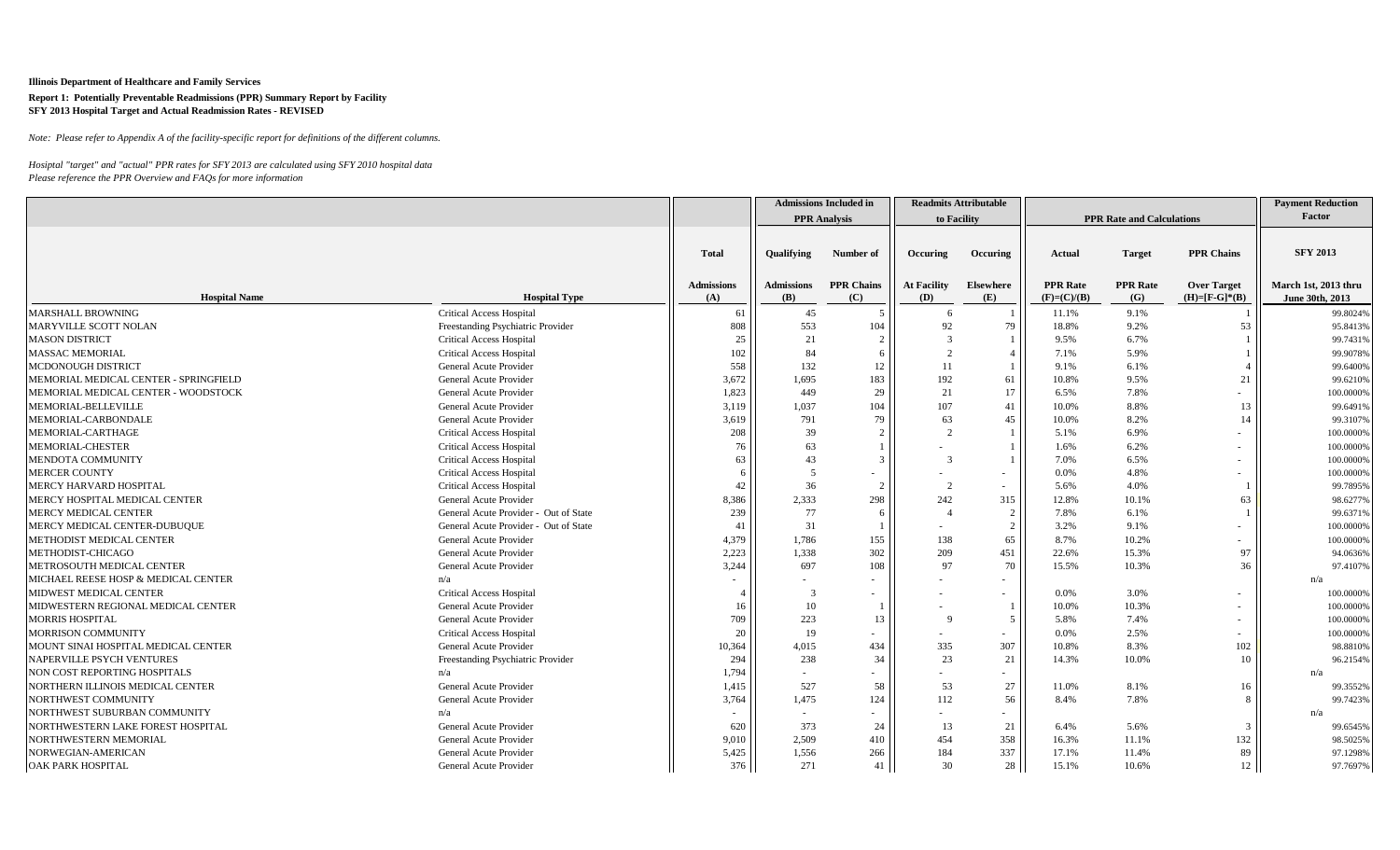**Illinois Department of Healthcare and Family Services**

**Report 1: Potentially Preventable Readmissions (PPR) Summary Report by Facility**
**SFY 2013 Hospital Target and Actual Readmission Rates - REVISED**

*Note: Please refer to Appendix A of the facility-specific report for definitions of the different columns.*

*Hosiptal "target" and "actual" PPR rates for SFY 2013 are calculated using SFY 2010 hospital data*
*Please reference the PPR Overview and FAQs for more information*

| | | | Admissions Included in PPR Analysis | | Readmits Attributable to Facility | | PPR Rate and Calculations | | | Payment Reduction Factor |
|---|---|---|---|---|---|---|---|---|---|---|
| | | Total | Qualifying | Number of | Occuring | Occuring | Actual | Target | PPR Chains | SFY 2013 |
| Hospital Name | Hospital Type | Admissions (A) | Admissions (B) | PPR Chains (C) | At Facility (D) | Elsewhere (E) | PPR Rate (F)=(C)/(B) | PPR Rate (G) | Over Target (H)=[F-G]*(B) | March 1st, 2013 thru June 30th, 2013 |
| MARSHALL BROWNING | Critical Access Hospital | 61 | 45 | 5 | 6 | 1 | 11.1% | 9.1% | 1 | 99.8024% |
| MARYVILLE SCOTT NOLAN | Freestanding Psychiatric Provider | 808 | 553 | 104 | 92 | 79 | 18.8% | 9.2% | 53 | 95.8413% |
| MASON DISTRICT | Critical Access Hospital | 25 | 21 | 2 | 3 | 1 | 9.5% | 6.7% | 1 | 99.7431% |
| MASSAC MEMORIAL | Critical Access Hospital | 102 | 84 | 6 | 2 | 4 | 7.1% | 5.9% | 1 | 99.9078% |
| MCDONOUGH DISTRICT | General Acute Provider | 558 | 132 | 12 | 11 | 1 | 9.1% | 6.1% | 4 | 99.6400% |
| MEMORIAL MEDICAL CENTER - SPRINGFIELD | General Acute Provider | 3,672 | 1,695 | 183 | 192 | 61 | 10.8% | 9.5% | 21 | 99.6210% |
| MEMORIAL MEDICAL CENTER - WOODSTOCK | General Acute Provider | 1,823 | 449 | 29 | 21 | 17 | 6.5% | 7.8% | - | 100.0000% |
| MEMORIAL-BELLEVILLE | General Acute Provider | 3,119 | 1,037 | 104 | 107 | 41 | 10.0% | 8.8% | 13 | 99.6491% |
| MEMORIAL-CARBONDALE | General Acute Provider | 3,619 | 791 | 79 | 63 | 45 | 10.0% | 8.2% | 14 | 99.3107% |
| MEMORIAL-CARTHAGE | Critical Access Hospital | 208 | 39 | 2 | 2 | 1 | 5.1% | 6.9% | - | 100.0000% |
| MEMORIAL-CHESTER | Critical Access Hospital | 76 | 63 | 1 | - | 1 | 1.6% | 6.2% | - | 100.0000% |
| MENDOTA COMMUNITY | Critical Access Hospital | 63 | 43 | 3 | 3 | 1 | 7.0% | 6.5% | - | 100.0000% |
| MERCER COUNTY | Critical Access Hospital | 6 | 5 | - | - | - | 0.0% | 4.8% | - | 100.0000% |
| MERCY HARVARD HOSPITAL | Critical Access Hospital | 42 | 36 | 2 | 2 | - | 5.6% | 4.0% | 1 | 99.7895% |
| MERCY HOSPITAL MEDICAL CENTER | General Acute Provider | 8,386 | 2,333 | 298 | 242 | 315 | 12.8% | 10.1% | 63 | 98.6277% |
| MERCY MEDICAL CENTER | General Acute Provider - Out of State | 239 | 77 | 6 | 4 | 2 | 7.8% | 6.1% | 1 | 99.6371% |
| MERCY MEDICAL CENTER-DUBUQUE | General Acute Provider - Out of State | 41 | 31 | 1 | - | 2 | 3.2% | 9.1% | - | 100.0000% |
| METHODIST MEDICAL CENTER | General Acute Provider | 4,379 | 1,786 | 155 | 138 | 65 | 8.7% | 10.2% | - | 100.0000% |
| METHODIST-CHICAGO | General Acute Provider | 2,223 | 1,338 | 302 | 209 | 451 | 22.6% | 15.3% | 97 | 94.0636% |
| METROSOUTH MEDICAL CENTER | General Acute Provider | 3,244 | 697 | 108 | 97 | 70 | 15.5% | 10.3% | 36 | 97.4107% |
| MICHAEL REESE HOSP & MEDICAL CENTER | n/a | - | - | - | - | - | | | | n/a |
| MIDWEST MEDICAL CENTER | Critical Access Hospital | 4 | 3 | - | - | - | 0.0% | 3.0% | - | 100.0000% |
| MIDWESTERN REGIONAL MEDICAL CENTER | General Acute Provider | 16 | 10 | 1 | - | 1 | 10.0% | 10.3% | - | 100.0000% |
| MORRIS HOSPITAL | General Acute Provider | 709 | 223 | 13 | 9 | 5 | 5.8% | 7.4% | - | 100.0000% |
| MORRISON COMMUNITY | Critical Access Hospital | 20 | 19 | - | - | - | 0.0% | 2.5% | - | 100.0000% |
| MOUNT SINAI HOSPITAL MEDICAL CENTER | General Acute Provider | 10,364 | 4,015 | 434 | 335 | 307 | 10.8% | 8.3% | 102 | 98.8810% |
| NAPERVILLE PSYCH VENTURES | Freestanding Psychiatric Provider | 294 | 238 | 34 | 23 | 21 | 14.3% | 10.0% | 10 | 96.2154% |
| NON COST REPORTING HOSPITALS | n/a | 1,794 | - | - | - | - | | | | n/a |
| NORTHERN ILLINOIS MEDICAL CENTER | General Acute Provider | 1,415 | 527 | 58 | 53 | 27 | 11.0% | 8.1% | 16 | 99.3552% |
| NORTHWEST COMMUNITY | General Acute Provider | 3,764 | 1,475 | 124 | 112 | 56 | 8.4% | 7.8% | 8 | 99.7423% |
| NORTHWEST SUBURBAN COMMUNITY | n/a | - | - | - | - | - | | | | n/a |
| NORTHWESTERN LAKE FOREST HOSPITAL | General Acute Provider | 620 | 373 | 24 | 13 | 21 | 6.4% | 5.6% | 3 | 99.6545% |
| NORTHWESTERN MEMORIAL | General Acute Provider | 9,010 | 2,509 | 410 | 454 | 358 | 16.3% | 11.1% | 132 | 98.5025% |
| NORWEGIAN-AMERICAN | General Acute Provider | 5,425 | 1,556 | 266 | 184 | 337 | 17.1% | 11.4% | 89 | 97.1298% |
| OAK PARK HOSPITAL | General Acute Provider | 376 | 271 | 41 | 30 | 28 | 15.1% | 10.6% | 12 | 97.7697% |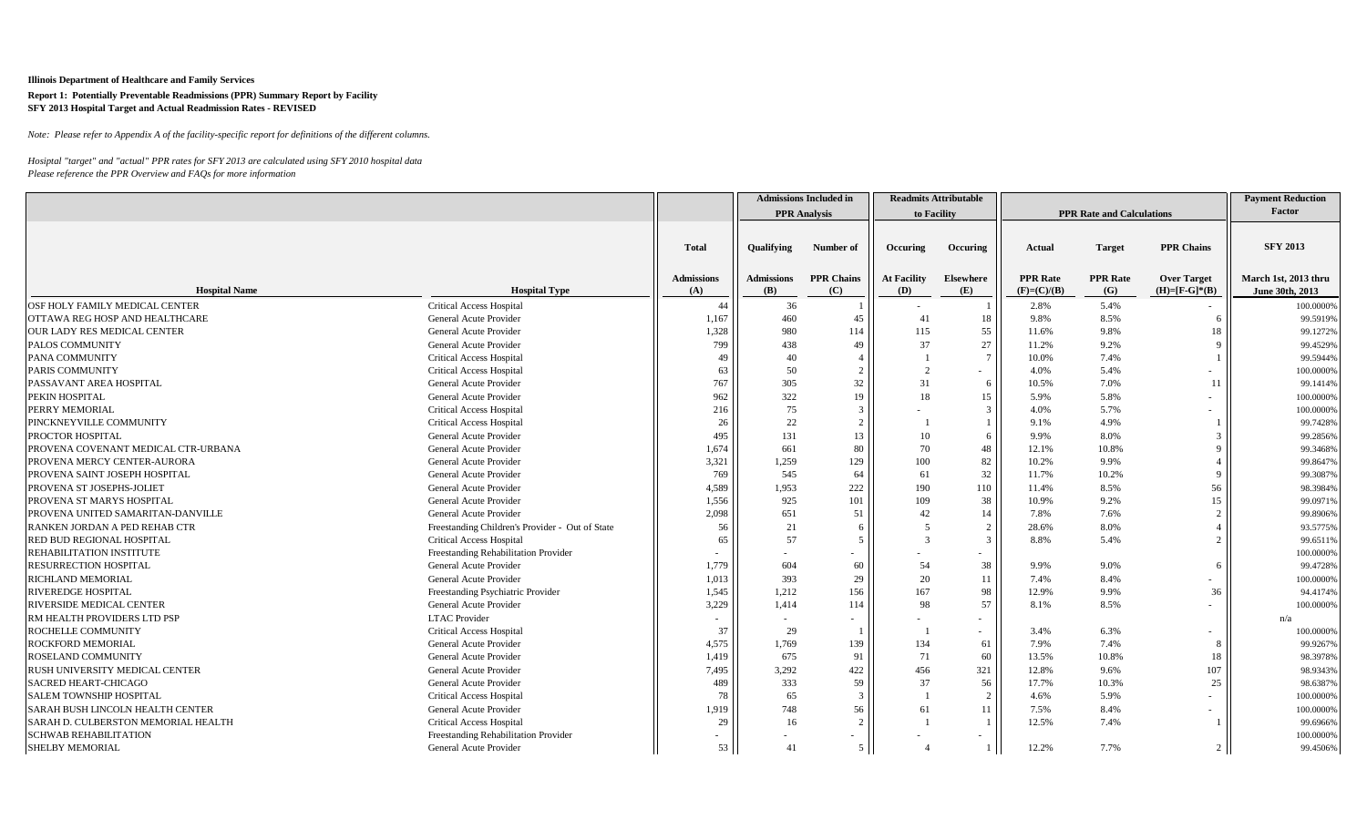**Illinois Department of Healthcare and Family Services**

**Report 1: Potentially Preventable Readmissions (PPR) Summary Report by Facility**
**SFY 2013 Hospital Target and Actual Readmission Rates - REVISED**

*Note: Please refer to Appendix A of the facility-specific report for definitions of the different columns.*

*Hosiptal "target" and "actual" PPR rates for SFY 2013 are calculated using SFY 2010 hospital data*
*Please reference the PPR Overview and FAQs for more information*

| | | | Admissions Included in PPR Analysis | | Readmits Attributable to Facility | | PPR Rate and Calculations | | | Payment Reduction Factor |
|---|---|---|---|---|---|---|---|---|---|---|
| | | Total | Qualifying | Number of | Occuring | Occuring | Actual | Target | PPR Chains | SFY 2013 |
| Hospital Name | Hospital Type | Admissions (A) | Admissions (B) | PPR Chains (C) | At Facility (D) | Elsewhere (E) | PPR Rate (F)=(C)/(B) | PPR Rate (G) | Over Target (H)=[F-G]*(B) | March 1st, 2013 thru June 30th, 2013 |
| OSF HOLY FAMILY MEDICAL CENTER | Critical Access Hospital | 44 | 36 | 1 | - | 1 | 2.8% | 5.4% | - | 100.0000% |
| OTTAWA REG HOSP AND HEALTHCARE | General Acute Provider | 1,167 | 460 | 45 | 41 | 18 | 9.8% | 8.5% | 6 | 99.5919% |
| OUR LADY RES MEDICAL CENTER | General Acute Provider | 1,328 | 980 | 114 | 115 | 55 | 11.6% | 9.8% | 18 | 99.1272% |
| PALOS COMMUNITY | General Acute Provider | 799 | 438 | 49 | 37 | 27 | 11.2% | 9.2% | 9 | 99.4529% |
| PANA COMMUNITY | Critical Access Hospital | 49 | 40 | 4 | 1 | 7 | 10.0% | 7.4% | 1 | 99.5944% |
| PARIS COMMUNITY | Critical Access Hospital | 63 | 50 | 2 | 2 | - | 4.0% | 5.4% | - | 100.0000% |
| PASSAVANT AREA HOSPITAL | General Acute Provider | 767 | 305 | 32 | 31 | 6 | 10.5% | 7.0% | 11 | 99.1414% |
| PEKIN HOSPITAL | General Acute Provider | 962 | 322 | 19 | 18 | 15 | 5.9% | 5.8% | - | 100.0000% |
| PERRY MEMORIAL | Critical Access Hospital | 216 | 75 | 3 | - | 3 | 4.0% | 5.7% | - | 100.0000% |
| PINCKNEYVILLE COMMUNITY | Critical Access Hospital | 26 | 22 | 2 | 1 | 1 | 9.1% | 4.9% | 1 | 99.7428% |
| PROCTOR HOSPITAL | General Acute Provider | 495 | 131 | 13 | 10 | 6 | 9.9% | 8.0% | 3 | 99.2856% |
| PROVENA COVENANT MEDICAL CTR-URBANA | General Acute Provider | 1,674 | 661 | 80 | 70 | 48 | 12.1% | 10.8% | 9 | 99.3468% |
| PROVENA MERCY CENTER-AURORA | General Acute Provider | 3,321 | 1,259 | 129 | 100 | 82 | 10.2% | 9.9% | 4 | 99.8647% |
| PROVENA SAINT JOSEPH HOSPITAL | General Acute Provider | 769 | 545 | 64 | 61 | 32 | 11.7% | 10.2% | 9 | 99.3087% |
| PROVENA ST JOSEPHS-JOLIET | General Acute Provider | 4,589 | 1,953 | 222 | 190 | 110 | 11.4% | 8.5% | 56 | 98.3984% |
| PROVENA ST MARYS HOSPITAL | General Acute Provider | 1,556 | 925 | 101 | 109 | 38 | 10.9% | 9.2% | 15 | 99.0971% |
| PROVENA UNITED SAMARITAN-DANVILLE | General Acute Provider | 2,098 | 651 | 51 | 42 | 14 | 7.8% | 7.6% | 2 | 99.8906% |
| RANKEN JORDAN A PED REHAB CTR | Freestanding Children's Provider - Out of State | 56 | 21 | 6 | 5 | 2 | 28.6% | 8.0% | 4 | 93.5775% |
| RED BUD REGIONAL HOSPITAL | Critical Access Hospital | 65 | 57 | 5 | 3 | 3 | 8.8% | 5.4% | 2 | 99.6511% |
| REHABILITATION INSTITUTE | Freestanding Rehabilitation Provider | - | - | - | - | - | | | | 100.0000% |
| RESURRECTION HOSPITAL | General Acute Provider | 1,779 | 604 | 60 | 54 | 38 | 9.9% | 9.0% | 6 | 99.4728% |
| RICHLAND MEMORIAL | General Acute Provider | 1,013 | 393 | 29 | 20 | 11 | 7.4% | 8.4% | - | 100.0000% |
| RIVEREDGE HOSPITAL | Freestanding Psychiatric Provider | 1,545 | 1,212 | 156 | 167 | 98 | 12.9% | 9.9% | 36 | 94.4174% |
| RIVERSIDE MEDICAL CENTER | General Acute Provider | 3,229 | 1,414 | 114 | 98 | 57 | 8.1% | 8.5% | - | 100.0000% |
| RM HEALTH PROVIDERS LTD PSP | LTAC Provider | - | - | - | - | - | | | | n/a |
| ROCHELLE COMMUNITY | Critical Access Hospital | 37 | 29 | 1 | 1 | - | 3.4% | 6.3% | - | 100.0000% |
| ROCKFORD MEMORIAL | General Acute Provider | 4,575 | 1,769 | 139 | 134 | 61 | 7.9% | 7.4% | 8 | 99.9267% |
| ROSELAND COMMUNITY | General Acute Provider | 1,419 | 675 | 91 | 71 | 60 | 13.5% | 10.8% | 18 | 98.3978% |
| RUSH UNIVERSITY MEDICAL CENTER | General Acute Provider | 7,495 | 3,292 | 422 | 456 | 321 | 12.8% | 9.6% | 107 | 98.9343% |
| SACRED HEART-CHICAGO | General Acute Provider | 489 | 333 | 59 | 37 | 56 | 17.7% | 10.3% | 25 | 98.6387% |
| SALEM TOWNSHIP HOSPITAL | Critical Access Hospital | 78 | 65 | 3 | 1 | 2 | 4.6% | 5.9% | - | 100.0000% |
| SARAH BUSH LINCOLN HEALTH CENTER | General Acute Provider | 1,919 | 748 | 56 | 61 | 11 | 7.5% | 8.4% | - | 100.0000% |
| SARAH D. CULBERTSON MEMORIAL HEALTH | Critical Access Hospital | 29 | 16 | 2 | 1 | 1 | 12.5% | 7.4% | 1 | 99.6966% |
| SCHWAB REHABILITATION | Freestanding Rehabilitation Provider | - | - | - | - | - | | | | 100.0000% |
| SHELBY MEMORIAL | General Acute Provider | 53 | 41 | 5 | 4 | 1 | 12.2% | 7.7% | 2 | 99.4506% |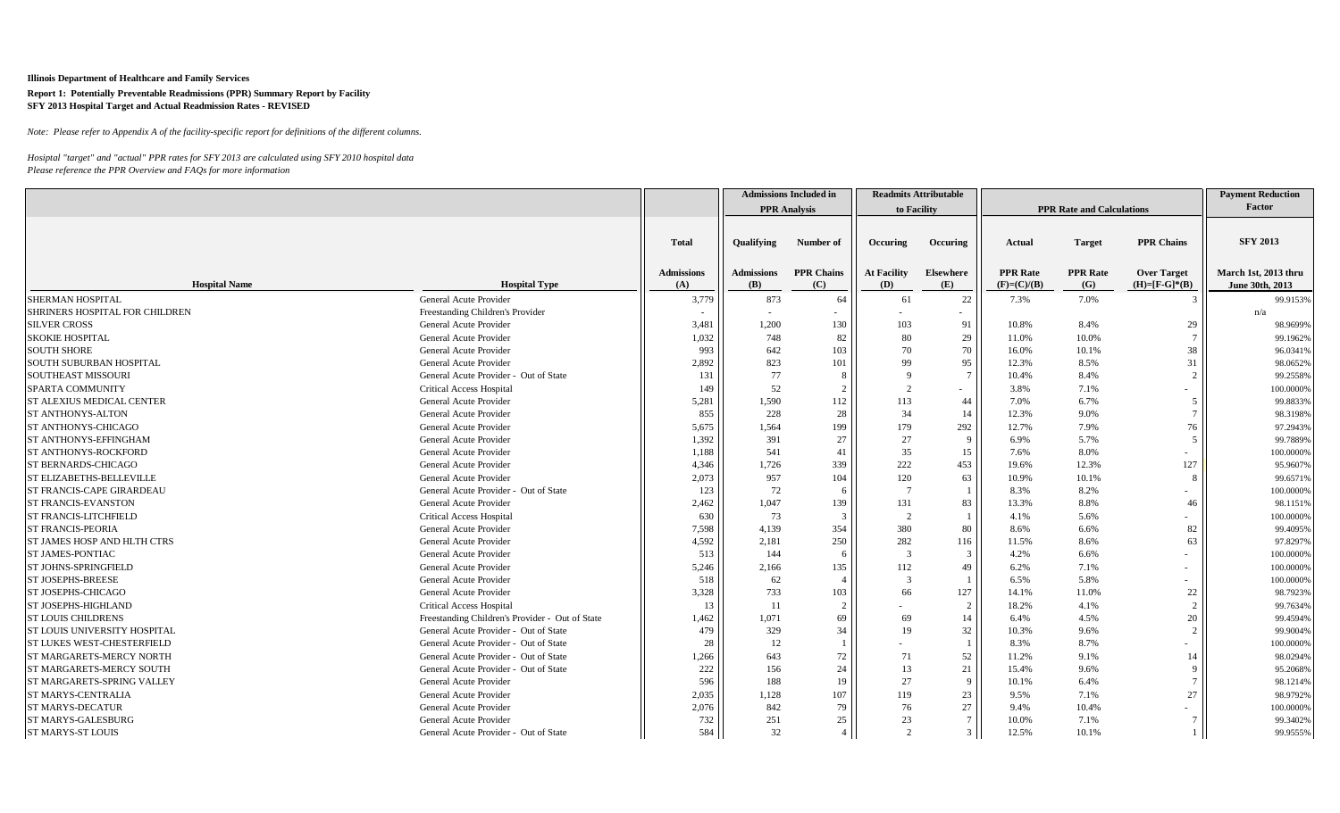**Illinois Department of Healthcare and Family Services**

**Report 1: Potentially Preventable Readmissions (PPR) Summary Report by Facility**
**SFY 2013 Hospital Target and Actual Readmission Rates - REVISED**

*Note: Please refer to Appendix A of the facility-specific report for definitions of the different columns.*

*Hosiptal "target" and "actual" PPR rates for SFY 2013 are calculated using SFY 2010 hospital data*
*Please reference the PPR Overview and FAQs for more information*

| | | | Admissions Included in PPR Analysis | | Readmits Attributable to Facility | | PPR Rate and Calculations | | | Payment Reduction Factor |
|---|---|---|---|---|---|---|---|---|---|---|
| Hospital Name | Hospital Type | Total Admissions (A) | Qualifying Admissions (B) | Number of PPR Chains (C) | Occuring At Facility (D) | Occuring Elsewhere (E) | Actual PPR Rate (F)=(C)/(B) | Target PPR Rate (G) | PPR Chains Over Target (H)=[F-G]*(B) | SFY 2013 March 1st, 2013 thru June 30th, 2013 |
| SHERMAN HOSPITAL | General Acute Provider | 3,779 | 873 | 64 | 61 | 22 | 7.3% | 7.0% | 3 | 99.9153% |
| SHRINERS HOSPITAL FOR CHILDREN | Freestanding Children's Provider | - | - | - | - | - | | | | n/a |
| SILVER CROSS | General Acute Provider | 3,481 | 1,200 | 130 | 103 | 91 | 10.8% | 8.4% | 29 | 98.9699% |
| SKOKIE HOSPITAL | General Acute Provider | 1,032 | 748 | 82 | 80 | 29 | 11.0% | 10.0% | 7 | 99.1962% |
| SOUTH SHORE | General Acute Provider | 993 | 642 | 103 | 70 | 70 | 16.0% | 10.1% | 38 | 96.0341% |
| SOUTH SUBURBAN HOSPITAL | General Acute Provider | 2,892 | 823 | 101 | 99 | 95 | 12.3% | 8.5% | 31 | 98.0652% |
| SOUTHEAST MISSOURI | General Acute Provider - Out of State | 131 | 77 | 8 | 9 | 7 | 10.4% | 8.4% | 2 | 99.2558% |
| SPARTA COMMUNITY | Critical Access Hospital | 149 | 52 | 2 | 2 | - | 3.8% | 7.1% | - | 100.0000% |
| ST ALEXIUS MEDICAL CENTER | General Acute Provider | 5,281 | 1,590 | 112 | 113 | 44 | 7.0% | 6.7% | 5 | 99.8833% |
| ST ANTHONYS-ALTON | General Acute Provider | 855 | 228 | 28 | 34 | 14 | 12.3% | 9.0% | 7 | 98.3198% |
| ST ANTHONYS-CHICAGO | General Acute Provider | 5,675 | 1,564 | 199 | 179 | 292 | 12.7% | 7.9% | 76 | 97.2943% |
| ST ANTHONYS-EFFINGHAM | General Acute Provider | 1,392 | 391 | 27 | 27 | 9 | 6.9% | 5.7% | 5 | 99.7889% |
| ST ANTHONYS-ROCKFORD | General Acute Provider | 1,188 | 541 | 41 | 35 | 15 | 7.6% | 8.0% | - | 100.0000% |
| ST BERNARDS-CHICAGO | General Acute Provider | 4,346 | 1,726 | 339 | 222 | 453 | 19.6% | 12.3% | 127 | 95.9607% |
| ST ELIZABETHS-BELLEVILLE | General Acute Provider | 2,073 | 957 | 104 | 120 | 63 | 10.9% | 10.1% | 8 | 99.6571% |
| ST FRANCIS-CAPE GIRARDEAU | General Acute Provider - Out of State | 123 | 72 | 6 | 7 | 1 | 8.3% | 8.2% | - | 100.0000% |
| ST FRANCIS-EVANSTON | General Acute Provider | 2,462 | 1,047 | 139 | 131 | 83 | 13.3% | 8.8% | 46 | 98.1151% |
| ST FRANCIS-LITCHFIELD | Critical Access Hospital | 630 | 73 | 3 | 2 | 1 | 4.1% | 5.6% | - | 100.0000% |
| ST FRANCIS-PEORIA | General Acute Provider | 7,598 | 4,139 | 354 | 380 | 80 | 8.6% | 6.6% | 82 | 99.4095% |
| ST JAMES HOSP AND HLTH CTRS | General Acute Provider | 4,592 | 2,181 | 250 | 282 | 116 | 11.5% | 8.6% | 63 | 97.8297% |
| ST JAMES-PONTIAC | General Acute Provider | 513 | 144 | 6 | 3 | 3 | 4.2% | 6.6% | - | 100.0000% |
| ST JOHNS-SPRINGFIELD | General Acute Provider | 5,246 | 2,166 | 135 | 112 | 49 | 6.2% | 7.1% | - | 100.0000% |
| ST JOSEPHS-BREESE | General Acute Provider | 518 | 62 | 4 | 3 | 1 | 6.5% | 5.8% | - | 100.0000% |
| ST JOSEPHS-CHICAGO | General Acute Provider | 3,328 | 733 | 103 | 66 | 127 | 14.1% | 11.0% | 22 | 98.7923% |
| ST JOSEPHS-HIGHLAND | Critical Access Hospital | 13 | 11 | 2 | - | 2 | 18.2% | 4.1% | 2 | 99.7634% |
| ST LOUIS CHILDRENS | Freestanding Children's Provider - Out of State | 1,462 | 1,071 | 69 | 69 | 14 | 6.4% | 4.5% | 20 | 99.4594% |
| ST LOUIS UNIVERSITY HOSPITAL | General Acute Provider - Out of State | 479 | 329 | 34 | 19 | 32 | 10.3% | 9.6% | 2 | 99.9004% |
| ST LUKES WEST-CHESTERFIELD | General Acute Provider - Out of State | 28 | 12 | 1 | - | 1 | 8.3% | 8.7% | - | 100.0000% |
| ST MARGARETS-MERCY NORTH | General Acute Provider - Out of State | 1,266 | 643 | 72 | 71 | 52 | 11.2% | 9.1% | 14 | 98.0294% |
| ST MARGARETS-MERCY SOUTH | General Acute Provider - Out of State | 222 | 156 | 24 | 13 | 21 | 15.4% | 9.6% | 9 | 95.2068% |
| ST MARGARETS-SPRING VALLEY | General Acute Provider | 596 | 188 | 19 | 27 | 9 | 10.1% | 6.4% | 7 | 98.1214% |
| ST MARYS-CENTRALIA | General Acute Provider | 2,035 | 1,128 | 107 | 119 | 23 | 9.5% | 7.1% | 27 | 98.9792% |
| ST MARYS-DECATUR | General Acute Provider | 2,076 | 842 | 79 | 76 | 27 | 9.4% | 10.4% | - | 100.0000% |
| ST MARYS-GALESBURG | General Acute Provider | 732 | 251 | 25 | 23 | 7 | 10.0% | 7.1% | 7 | 99.3402% |
| ST MARYS-ST LOUIS | General Acute Provider - Out of State | 584 | 32 | 4 | 2 | 3 | 12.5% | 10.1% | 1 | 99.9555% |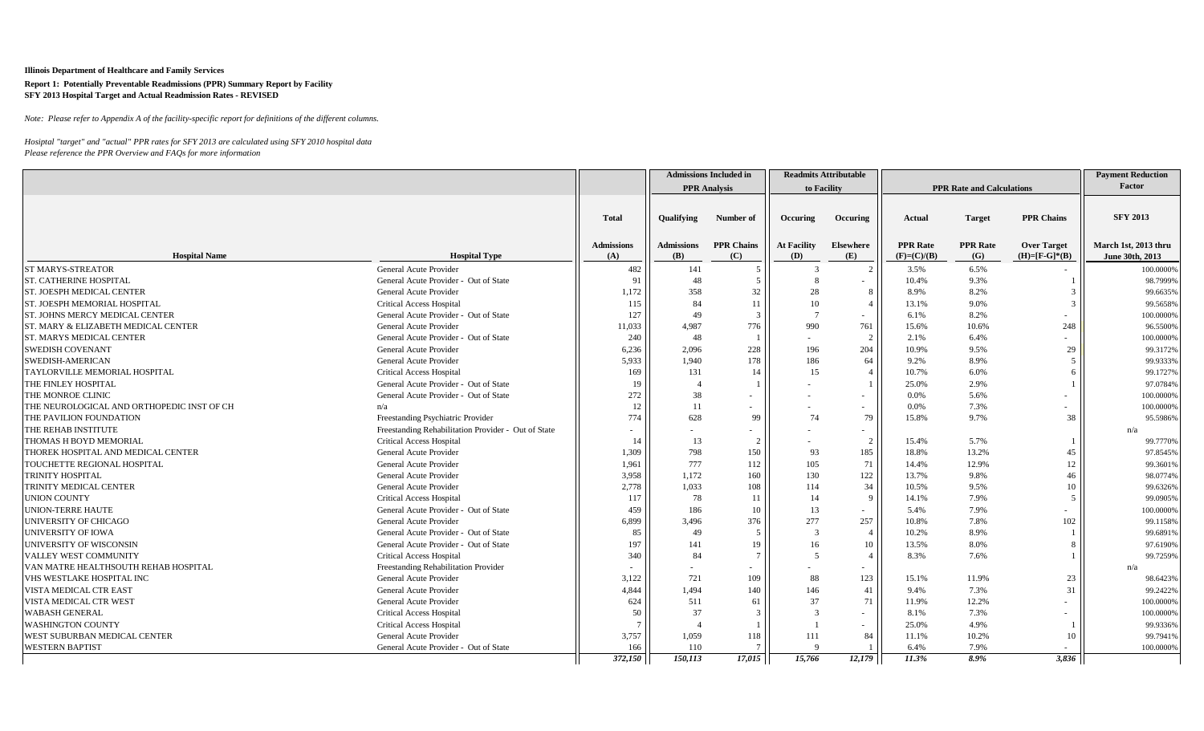**Illinois Department of Healthcare and Family Services**

**Report 1: Potentially Preventable Readmissions (PPR) Summary Report by Facility**
**SFY 2013 Hospital Target and Actual Readmission Rates - REVISED**

*Note: Please refer to Appendix A of the facility-specific report for definitions of the different columns.*

*Hosiptal "target" and "actual" PPR rates for SFY 2013 are calculated using SFY 2010 hospital data*
*Please reference the PPR Overview and FAQs for more information*

| | | | Admissions Included in PPR Analysis | | Readmits Attributable to Facility | | PPR Rate and Calculations | | | Payment Reduction Factor |
|---|---|---|---|---|---|---|---|---|---|---|
| | | Total | Qualifying | Number of | Occuring | Occuring | Actual | Target | PPR Chains | SFY 2013 |
| **Hospital Name** | **Hospital Type** | **Admissions (A)** | **Admissions (B)** | **PPR Chains (C)** | **At Facility (D)** | **Elsewhere (E)** | **PPR Rate (F)=(C)/(B)** | **PPR Rate (G)** | **Over Target (H)=[F-G]\*(B)** | **March 1st, 2013 thru June 30th, 2013** |
| ST MARYS-STREATOR | General Acute Provider | 482 | 141 | 5 | 3 | 2 | 3.5% | 6.5% | - | 100.0000% |
| ST. CATHERINE HOSPITAL | General Acute Provider - Out of State | 91 | 48 | 5 | 8 | - | 10.4% | 9.3% | 1 | 98.7999% |
| ST. JOESPH MEDICAL CENTER | General Acute Provider | 1,172 | 358 | 32 | 28 | 8 | 8.9% | 8.2% | 3 | 99.6635% |
| ST. JOESPH MEMORIAL HOSPITAL | Critical Access Hospital | 115 | 84 | 11 | 10 | 4 | 13.1% | 9.0% | 3 | 99.5658% |
| ST. JOHNS MERCY MEDICAL CENTER | General Acute Provider - Out of State | 127 | 49 | 3 | 7 | - | 6.1% | 8.2% | - | 100.0000% |
| ST. MARY & ELIZABETH MEDICAL CENTER | General Acute Provider | 11,033 | 4,987 | 776 | 990 | 761 | 15.6% | 10.6% | 248 | 96.5500% |
| ST. MARYS MEDICAL CENTER | General Acute Provider - Out of State | 240 | 48 | 1 | - | 2 | 2.1% | 6.4% | - | 100.0000% |
| SWEDISH COVENANT | General Acute Provider | 6,236 | 2,096 | 228 | 196 | 204 | 10.9% | 9.5% | 29 | 99.3172% |
| SWEDISH-AMERICAN | General Acute Provider | 5,933 | 1,940 | 178 | 186 | 64 | 9.2% | 8.9% | 5 | 99.9333% |
| TAYLORVILLE MEMORIAL HOSPITAL | Critical Access Hospital | 169 | 131 | 14 | 15 | 4 | 10.7% | 6.0% | 6 | 99.1727% |
| THE FINLEY HOSPITAL | General Acute Provider - Out of State | 19 | 4 | 1 | - | 1 | 25.0% | 2.9% | 1 | 97.0784% |
| THE MONROE CLINIC | General Acute Provider - Out of State | 272 | 38 | - | - | - | 0.0% | 5.6% | - | 100.0000% |
| THE NEUROLOGICAL AND ORTHOPEDIC INST OF CH | n/a | 12 | 11 | - | - | - | 0.0% | 7.3% | - | 100.0000% |
| THE PAVILION FOUNDATION | Freestanding Psychiatric Provider | 774 | 628 | 99 | 74 | 79 | 15.8% | 9.7% | 38 | 95.5986% |
| THE REHAB INSTITUTE | Freestanding Rehabilitation Provider - Out of State | - | - | - | - | - | | | | n/a |
| THOMAS H BOYD MEMORIAL | Critical Access Hospital | 14 | 13 | 2 | - | 2 | 15.4% | 5.7% | 1 | 99.7770% |
| THOREK HOSPITAL AND MEDICAL CENTER | General Acute Provider | 1,309 | 798 | 150 | 93 | 185 | 18.8% | 13.2% | 45 | 97.8545% |
| TOUCHETTE REGIONAL HOSPITAL | General Acute Provider | 1,961 | 777 | 112 | 105 | 71 | 14.4% | 12.9% | 12 | 99.3601% |
| TRINITY HOSPITAL | General Acute Provider | 3,958 | 1,172 | 160 | 130 | 122 | 13.7% | 9.8% | 46 | 98.0774% |
| TRINITY MEDICAL CENTER | General Acute Provider | 2,778 | 1,033 | 108 | 114 | 34 | 10.5% | 9.5% | 10 | 99.6326% |
| UNION COUNTY | Critical Access Hospital | 117 | 78 | 11 | 14 | 9 | 14.1% | 7.9% | 5 | 99.0905% |
| UNION-TERRE HAUTE | General Acute Provider - Out of State | 459 | 186 | 10 | 13 | - | 5.4% | 7.9% | - | 100.0000% |
| UNIVERSITY OF CHICAGO | General Acute Provider | 6,899 | 3,496 | 376 | 277 | 257 | 10.8% | 7.8% | 102 | 99.1158% |
| UNIVERSITY OF IOWA | General Acute Provider - Out of State | 85 | 49 | 5 | 3 | 4 | 10.2% | 8.9% | 1 | 99.6891% |
| UNIVERSITY OF WISCONSIN | General Acute Provider - Out of State | 197 | 141 | 19 | 16 | 10 | 13.5% | 8.0% | 8 | 97.6190% |
| VALLEY WEST COMMUNITY | Critical Access Hospital | 340 | 84 | 7 | 5 | 4 | 8.3% | 7.6% | 1 | 99.7259% |
| VAN MATRE HEALTHSOUTH REHAB HOSPITAL | Freestanding Rehabilitation Provider | - | - | - | - | - | | | | n/a |
| VHS WESTLAKE HOSPITAL INC | General Acute Provider | 3,122 | 721 | 109 | 88 | 123 | 15.1% | 11.9% | 23 | 98.6423% |
| VISTA MEDICAL CTR EAST | General Acute Provider | 4,844 | 1,494 | 140 | 146 | 41 | 9.4% | 7.3% | 31 | 99.2422% |
| VISTA MEDICAL CTR WEST | General Acute Provider | 624 | 511 | 61 | 37 | 71 | 11.9% | 12.2% | - | 100.0000% |
| WABASH GENERAL | Critical Access Hospital | 50 | 37 | 3 | 3 | - | 8.1% | 7.3% | - | 100.0000% |
| WASHINGTON COUNTY | Critical Access Hospital | 7 | 4 | 1 | 1 | - | 25.0% | 4.9% | 1 | 99.9336% |
| WEST SUBURBAN MEDICAL CENTER | General Acute Provider | 3,757 | 1,059 | 118 | 111 | 84 | 11.1% | 10.2% | 10 | 99.7941% |
| WESTERN BAPTIST | General Acute Provider - Out of State | 166 | 110 | 7 | 9 | 1 | 6.4% | 7.9% | - | 100.0000% |
| | | *372,150* | *150,113* | *17,015* | *15,766* | *12,179* | *11.3%* | *8.9%* | *3,836* | |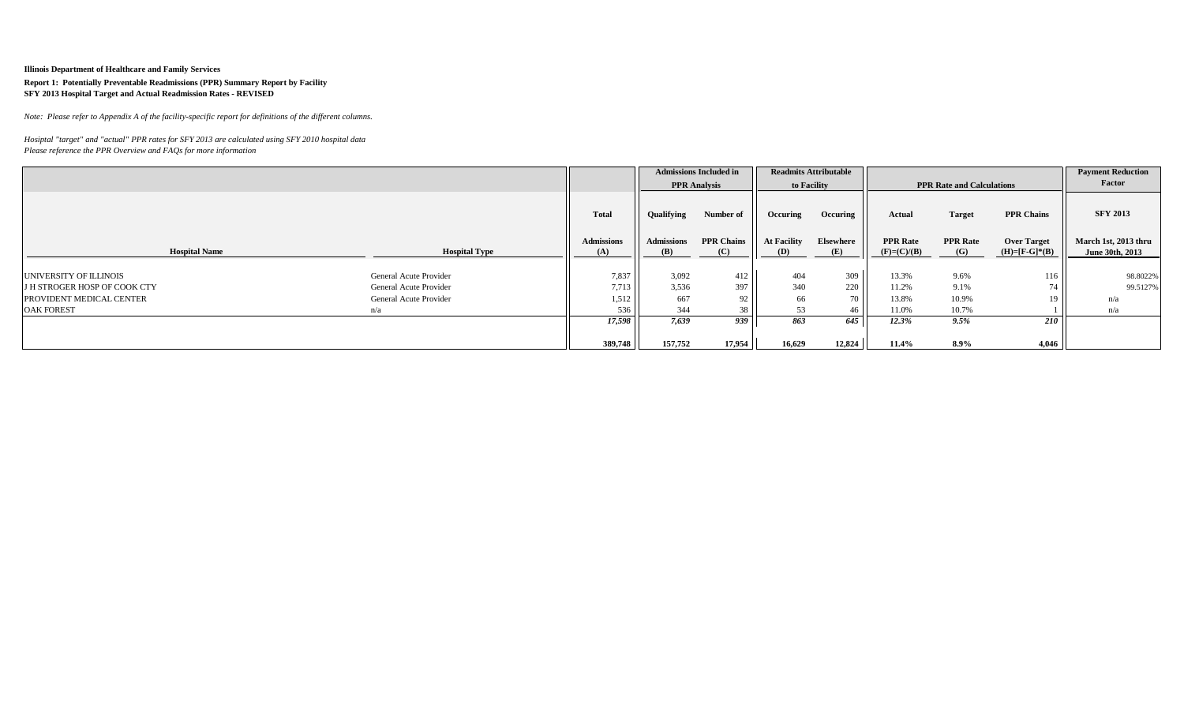**Illinois Department of Healthcare and Family Services**

**Report 1: Potentially Preventable Readmissions (PPR) Summary Report by Facility**
**SFY 2013 Hospital Target and Actual Readmission Rates - REVISED**

*Note: Please refer to Appendix A of the facility-specific report for definitions of the different columns.*

*Hosiptal "target" and "actual" PPR rates for SFY 2013 are calculated using SFY 2010 hospital data*
*Please reference the PPR Overview and FAQs for more information*

| | | | Admissions Included in PPR Analysis | | Readmits Attributable to Facility | | PPR Rate and Calculations | | | Payment Reduction Factor |
|---|---|---|---|---|---|---|---|---|---|---|
| **Hospital Name** | **Hospital Type** | **Total Admissions (A)** | **Qualifying Admissions (B)** | **Number of PPR Chains (C)** | **Occuring At Facility (D)** | **Occuring Elsewhere (E)** | **Actual PPR Rate (F)=(C)/(B)** | **Target PPR Rate (G)** | **PPR Chains Over Target (H)=[F-G]\*(B)** | **SFY 2013 March 1st, 2013 thru June 30th, 2013** |
| UNIVERSITY OF ILLINOIS | General Acute Provider | 7,837 | 3,092 | 412 | 404 | 309 | 13.3% | 9.6% | 116 | 98.8022% |
| J H STROGER HOSP OF COOK CTY | General Acute Provider | 7,713 | 3,536 | 397 | 340 | 220 | 11.2% | 9.1% | 74 | 99.5127% |
| PROVIDENT MEDICAL CENTER | General Acute Provider | 1,512 | 667 | 92 | 66 | 70 | 13.8% | 10.9% | 19 | n/a |
| OAK FOREST | n/a | 536 | 344 | 38 | 53 | 46 | 11.0% | 10.7% | 1 | n/a |
| | | *17,598* | *7,639* | *939* | *863* | *645* | *12.3%* | *9.5%* | *210* | |
| | | **389,748** | **157,752** | **17,954** | **16,629** | **12,824** | **11.4%** | **8.9%** | **4,046** | |